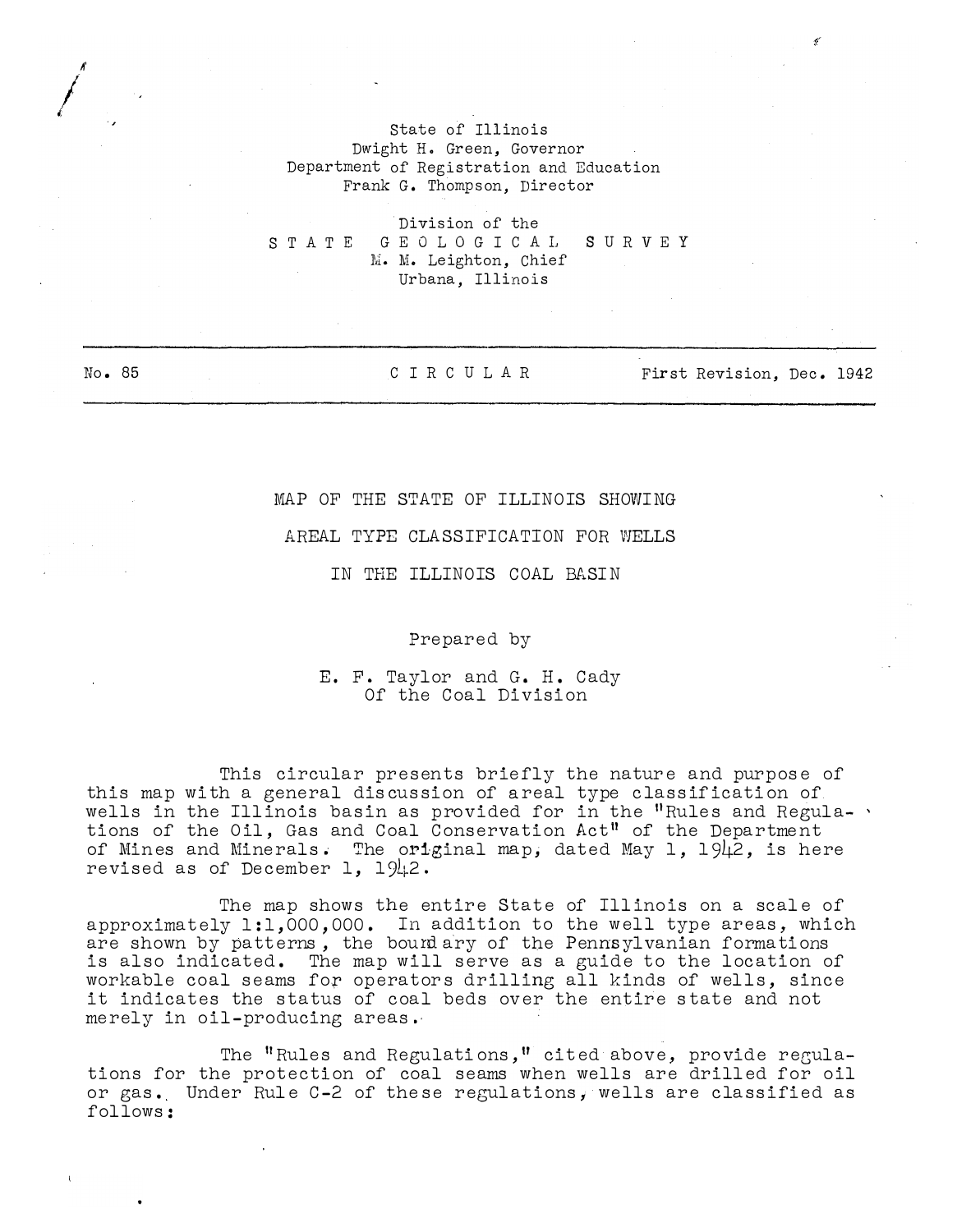State of Illinois
Dwight H. Green, Governor
Department of Registration and Education
Frank G. Thompson, Director

Division of the
STATE GEOLOGICAL SURVEY
M. M. Leighton, Chief
Urbana, Illinois

No. 85 | CIRCULAR | First Revision, Dec. 1942

# MAP OF THE STATE OF ILLINOIS SHOWING AREAL TYPE CLASSIFICATION FOR WELLS IN THE ILLINOIS COAL BASIN

Prepared by

E. F. Taylor and G. H. Cady
Of the Coal Division

This circular presents briefly the nature and purpose of this map with a general discussion of areal type classification of wells in the Illinois basin as provided for in the "Rules and Regulations of the Oil, Gas and Coal Conservation Act" of the Department of Mines and Minerals. The original map, dated May 1, 1942, is here revised as of December 1, 1942.

The map shows the entire State of Illinois on a scale of approximately 1:1,000,000. In addition to the well type areas, which are shown by patterns, the boundary of the Pennsylvanian formations is also indicated. The map will serve as a guide to the location of workable coal seams for operators drilling all kinds of wells, since it indicates the status of coal beds over the entire state and not merely in oil-producing areas.

The "Rules and Regulations," cited above, provide regulations for the protection of coal seams when wells are drilled for oil or gas. Under Rule C-2 of these regulations, wells are classified as follows: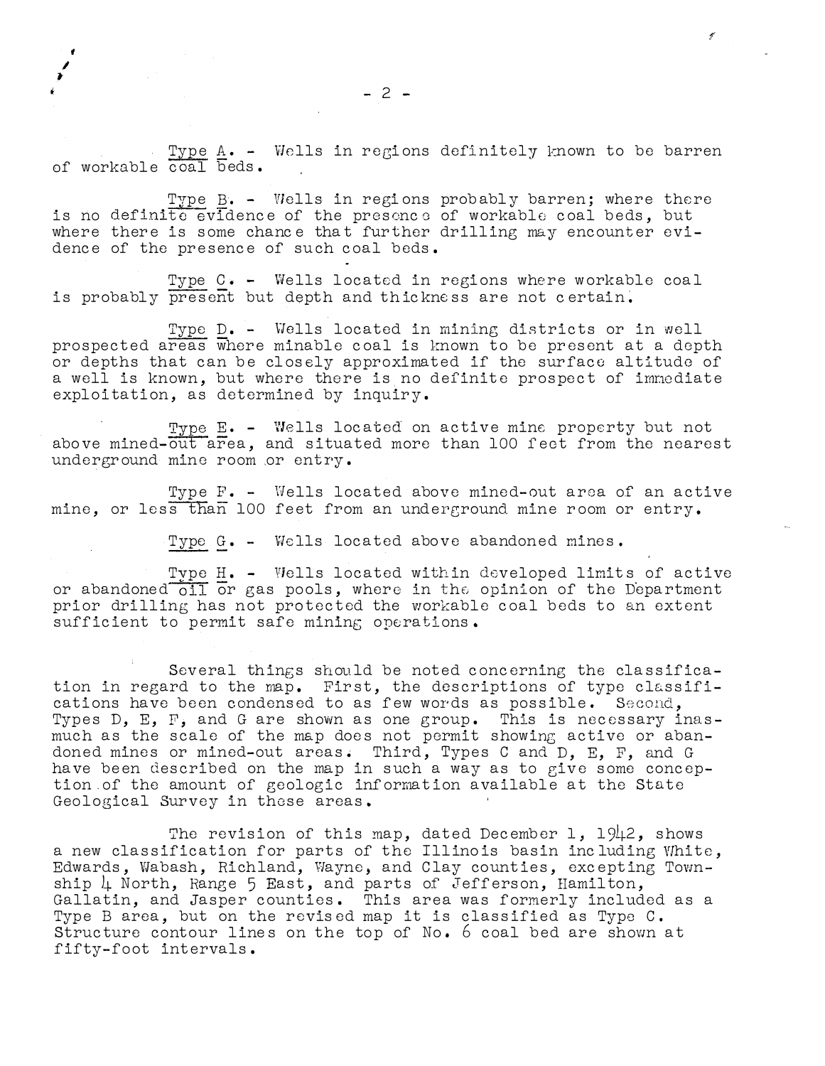Type A. - Wells in regions definitely known to be barren of workable coal beds.

Type B. - Wells in regions probably barren; where there is no definite evidence of the presence of workable coal beds, but where there is some chance that further drilling may encounter evidence of the presence of such coal beds.

Type C. - Wells located in regions where workable coal is probably present but depth and thickness are not certain.

Type D. - Wells located in mining districts or in well prospected areas where minable coal is known to be present at a depth or depths that can be closely approximated if the surface altitude of a well is known, but where there is no definite prospect of immediate exploitation, as determined by inquiry.

Type E. - Wells located on active mine property but not above mined-out area, and situated more than 100 feet from the nearest underground mine room or entry.

Type F. - Wells located above mined-out area of an active mine, or less than 100 feet from an underground mine room or entry.

Type G. - Wells located above abandoned mines.

Type H. - Wells located within developed limits of active or abandoned oil or gas pools, where in the opinion of the Department prior drilling has not protected the workable coal beds to an extent sufficient to permit safe mining operations.

Several things should be noted concerning the classification in regard to the map. First, the descriptions of type classifications have been condensed to as few words as possible. Second, Types D, E, F, and G are shown as one group. This is necessary inasmuch as the scale of the map does not permit showing active or abandoned mines or mined-out areas. Third, Types C and D, E, F, and G have been described on the map in such a way as to give some conception of the amount of geologic information available at the State Geological Survey in these areas.

The revision of this map, dated December 1, 1942, shows a new classification for parts of the Illinois basin including White, Edwards, Wabash, Richland, Wayne, and Clay counties, excepting Township 4 North, Range 5 East, and parts of Jefferson, Hamilton, Gallatin, and Jasper counties. This area was formerly included as a Type B area, but on the revised map it is classified as Type C. Structure contour lines on the top of No. 6 coal bed are shown at fifty-foot intervals.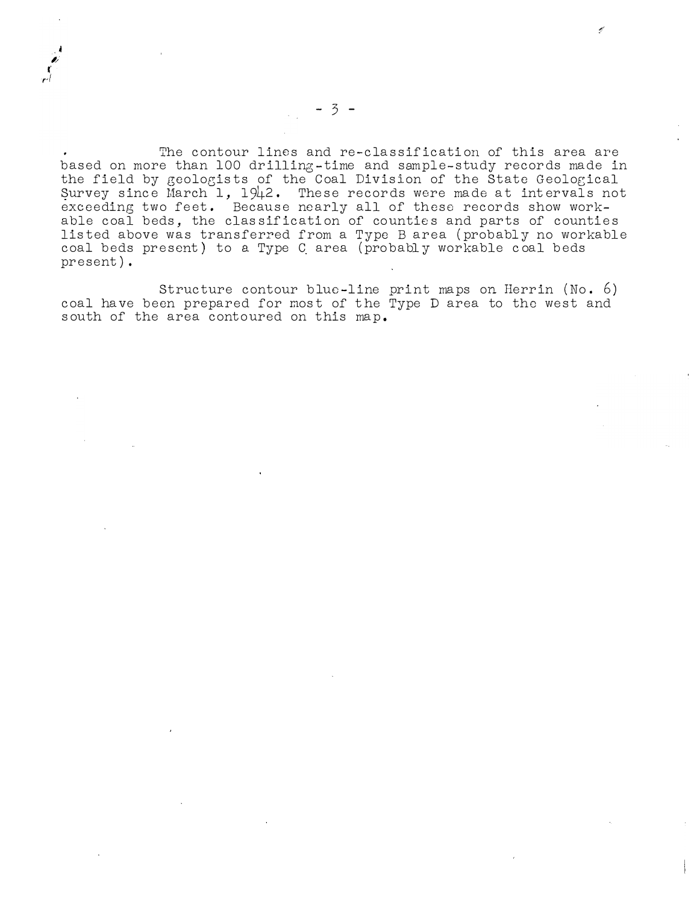The contour lines and re-classification of this area are based on more than 100 drilling-time and sample-study records made in the field by geologists of the Coal Division of the State Geological Survey since March 1, 1942. These records were made at intervals not exceeding two feet. Because nearly all of these records show workable coal beds, the classification of counties and parts of counties listed above was transferred from a Type B area (probably no workable coal beds present) to a Type C area (probably workable coal beds present).

Structure contour blue-line print maps on Herrin (No. 6) coal have been prepared for most of the Type D area to the west and south of the area contoured on this map.